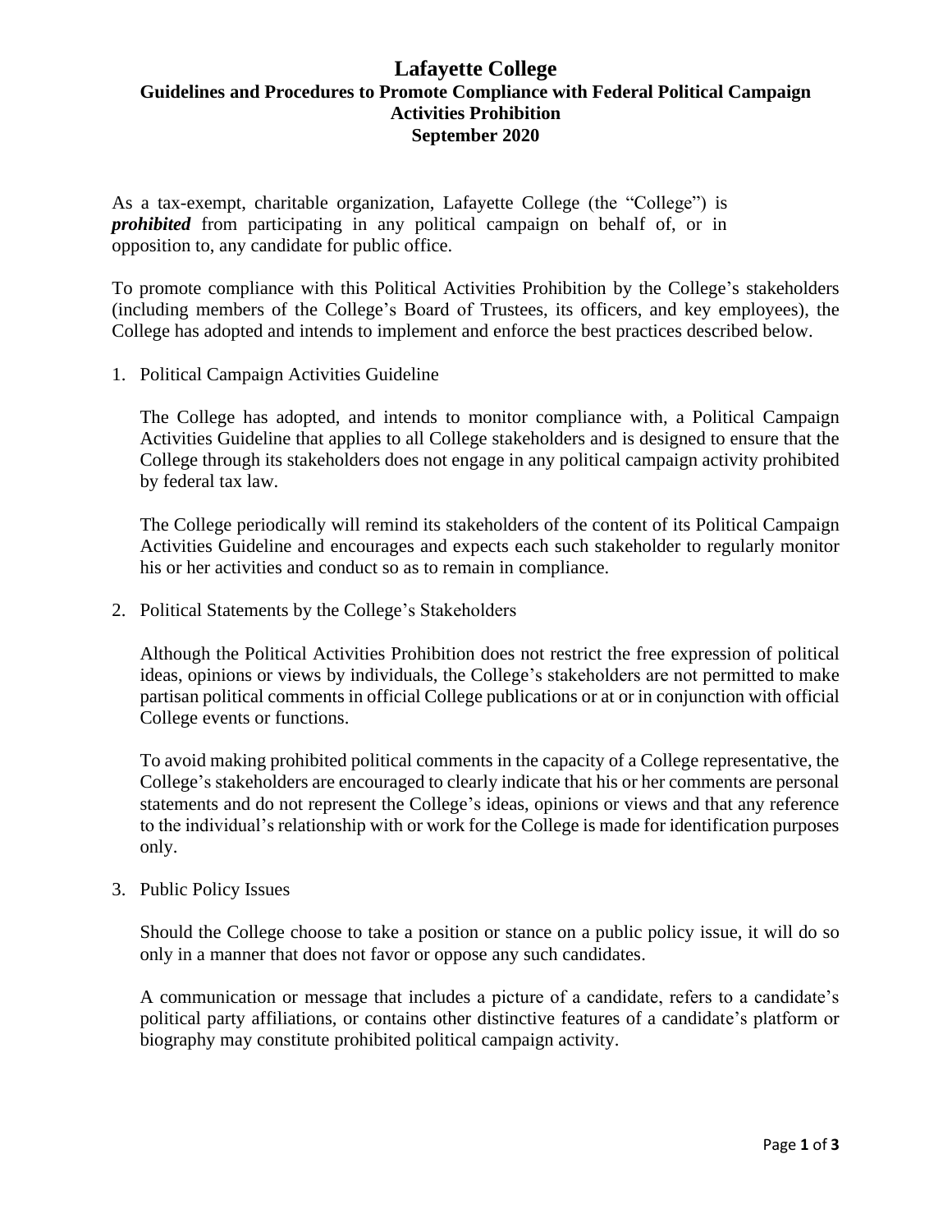# Lafayette College

## Guidelines and Procedures to Promote Compliance with Federal Political Campaign Activities Prohibition

**September 2020**

As a tax-exempt, charitable organization, Lafayette College (the "College") is ***prohibited*** from participating in any political campaign on behalf of, or in opposition to, any candidate for public office.

To promote compliance with this Political Activities Prohibition by the College's stakeholders (including members of the College's Board of Trustees, its officers, and key employees), the College has adopted and intends to implement and enforce the best practices described below.

1. Political Campaign Activities Guideline

   The College has adopted, and intends to monitor compliance with, a Political Campaign Activities Guideline that applies to all College stakeholders and is designed to ensure that the College through its stakeholders does not engage in any political campaign activity prohibited by federal tax law.

   The College periodically will remind its stakeholders of the content of its Political Campaign Activities Guideline and encourages and expects each such stakeholder to regularly monitor his or her activities and conduct so as to remain in compliance.

2. Political Statements by the College's Stakeholders

   Although the Political Activities Prohibition does not restrict the free expression of political ideas, opinions or views by individuals, the College's stakeholders are not permitted to make partisan political comments in official College publications or at or in conjunction with official College events or functions.

   To avoid making prohibited political comments in the capacity of a College representative, the College's stakeholders are encouraged to clearly indicate that his or her comments are personal statements and do not represent the College's ideas, opinions or views and that any reference to the individual's relationship with or work for the College is made for identification purposes only.

3. Public Policy Issues

   Should the College choose to take a position or stance on a public policy issue, it will do so only in a manner that does not favor or oppose any such candidates.

   A communication or message that includes a picture of a candidate, refers to a candidate's political party affiliations, or contains other distinctive features of a candidate's platform or biography may constitute prohibited political campaign activity.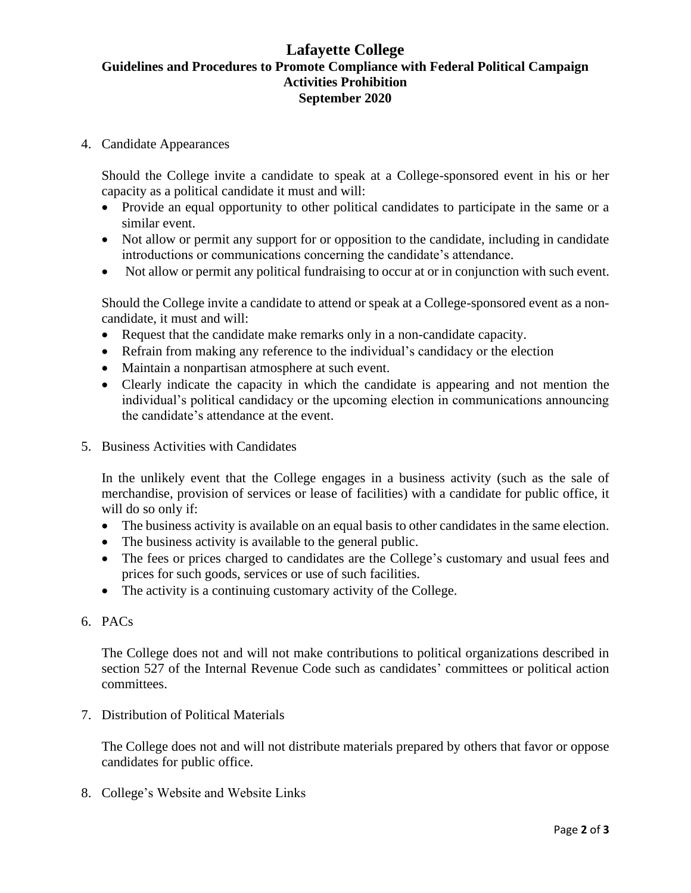4. Candidate Appearances

   Should the College invite a candidate to speak at a College-sponsored event in his or her capacity as a political candidate it must and will:

   - Provide an equal opportunity to other political candidates to participate in the same or a similar event.
   - Not allow or permit any support for or opposition to the candidate, including in candidate introductions or communications concerning the candidate's attendance.
   - Not allow or permit any political fundraising to occur at or in conjunction with such event.

   Should the College invite a candidate to attend or speak at a College-sponsored event as a non-candidate, it must and will:

   - Request that the candidate make remarks only in a non-candidate capacity.
   - Refrain from making any reference to the individual's candidacy or the election
   - Maintain a nonpartisan atmosphere at such event.
   - Clearly indicate the capacity in which the candidate is appearing and not mention the individual's political candidacy or the upcoming election in communications announcing the candidate's attendance at the event.

5. Business Activities with Candidates

   In the unlikely event that the College engages in a business activity (such as the sale of merchandise, provision of services or lease of facilities) with a candidate for public office, it will do so only if:

   - The business activity is available on an equal basis to other candidates in the same election.
   - The business activity is available to the general public.
   - The fees or prices charged to candidates are the College's customary and usual fees and prices for such goods, services or use of such facilities.
   - The activity is a continuing customary activity of the College.

6. PACs

   The College does not and will not make contributions to political organizations described in section 527 of the Internal Revenue Code such as candidates' committees or political action committees.

7. Distribution of Political Materials

   The College does not and will not distribute materials prepared by others that favor or oppose candidates for public office.

8. College's Website and Website Links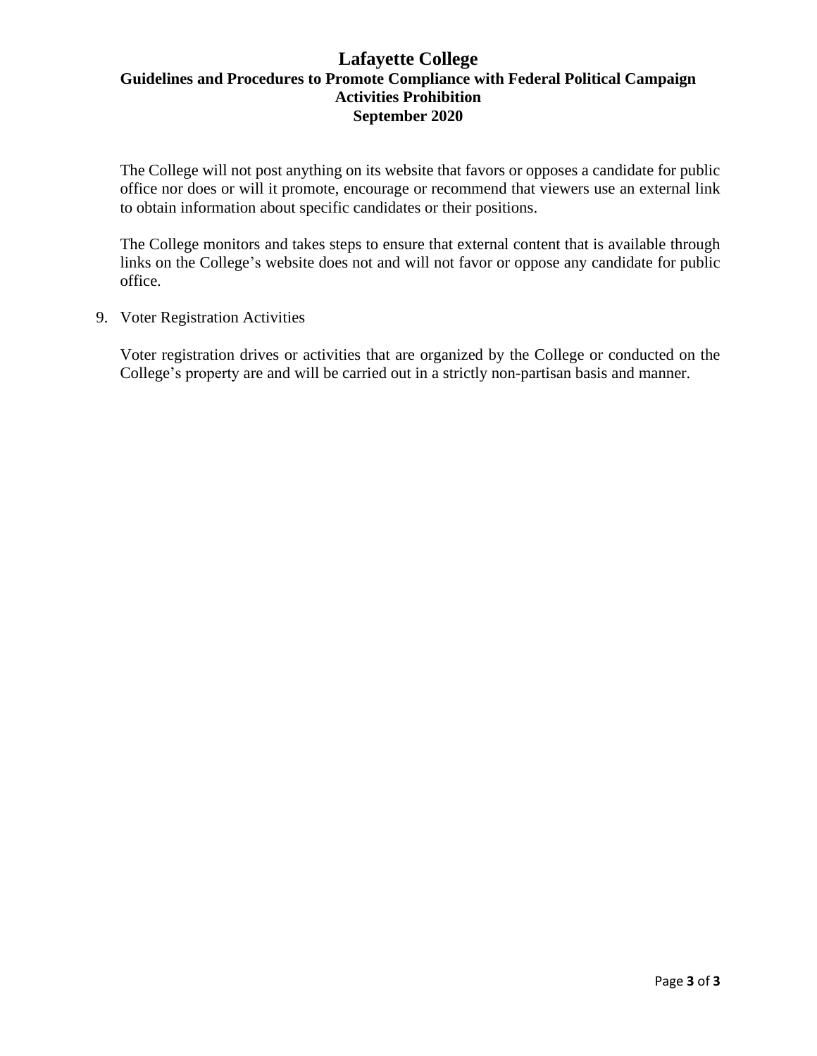The College will not post anything on its website that favors or opposes a candidate for public office nor does or will it promote, encourage or recommend that viewers use an external link to obtain information about specific candidates or their positions.

The College monitors and takes steps to ensure that external content that is available through links on the College's website does not and will not favor or oppose any candidate for public office.

9. Voter Registration Activities

   Voter registration drives or activities that are organized by the College or conducted on the College's property are and will be carried out in a strictly non-partisan basis and manner.